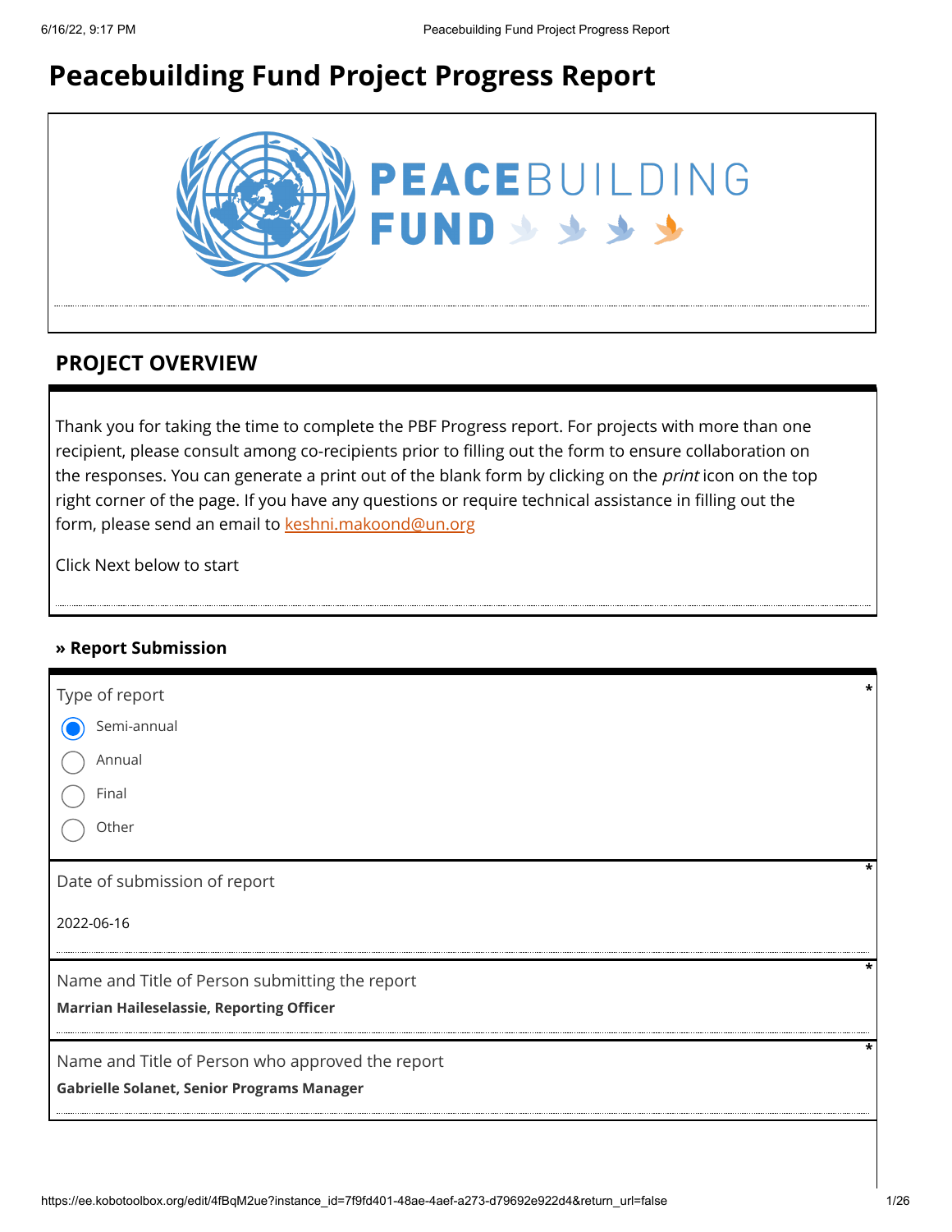# Peacebuilding Fund Project Progress Report

PEACEBUILDING FUND

## PROJECT OVERVIEW

Thank you for taking the time to complete the PBF Progress report. For projects with more than one recipient, please consult among co-recipients prior to filling out the form to ensure collaboration on the responses. You can generate a print out of the blank form by clicking on the *print* icon on the top right corner of the page. If you have any questions or require technical assistance in filling out the form, please send an email to keshni.makoond@un.org

Click Next below to start

### » Report Submission

Type of report *

- (●) Semi-annual
- ( ) Annual
- ( ) Final
- ( ) Other

Date of submission of report *

2022-06-16

Name and Title of Person submitting the report *

**Marrian Haileselassie, Reporting Officer**

Name and Title of Person who approved the report *

**Gabrielle Solanet, Senior Programs Manager**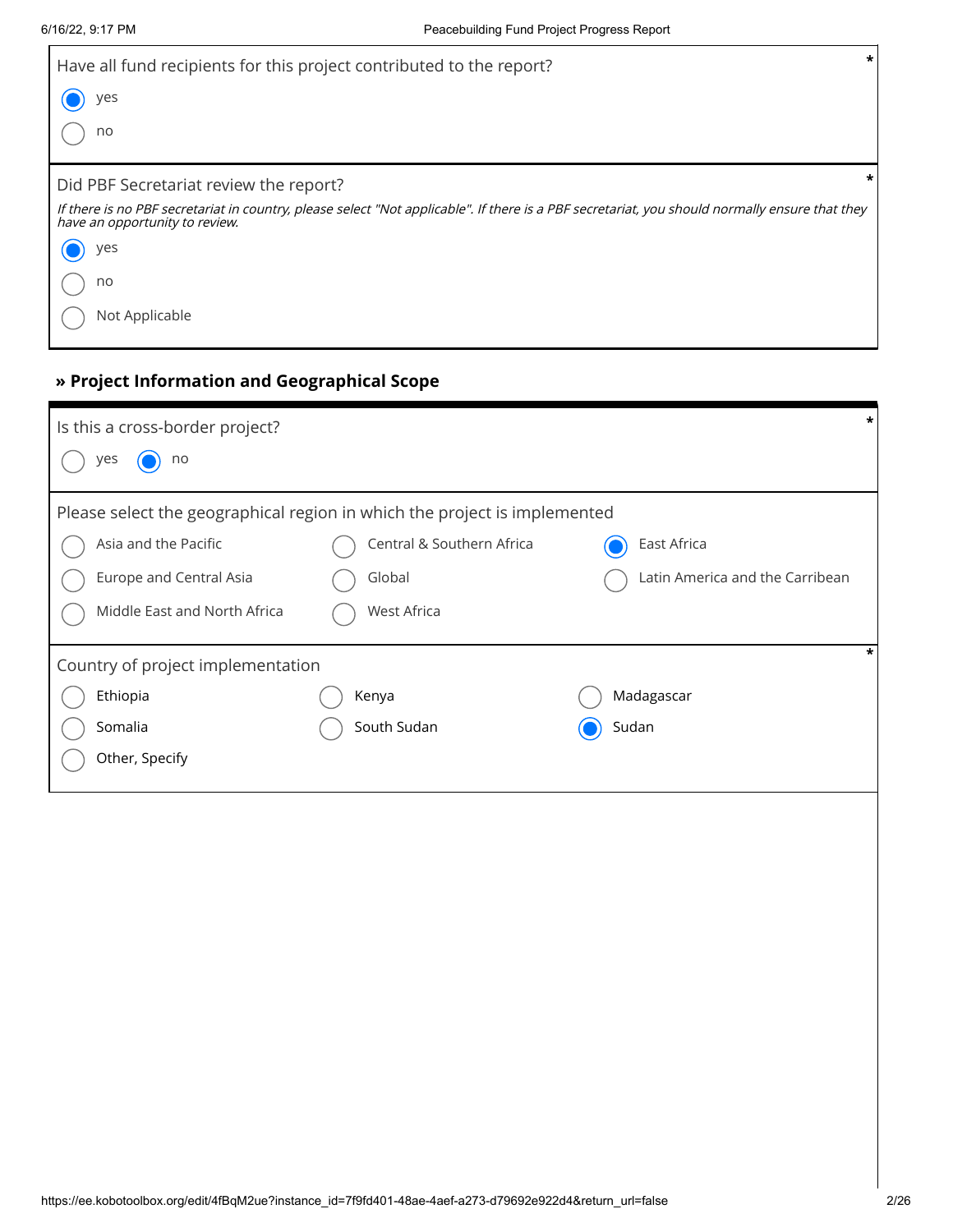Have all fund recipients for this project contributed to the report? *

- (x) yes
- ( ) no

Did PBF Secretariat review the report? *

*If there is no PBF secretariat in country, please select "Not applicable". If there is a PBF secretariat, you should normally ensure that they have an opportunity to review.*

- (x) yes
- ( ) no
- ( ) Not Applicable

### » Project Information and Geographical Scope

Is this a cross-border project? *

- ( ) yes
- (x) no

Please select the geographical region in which the project is implemented

- ( ) Asia and the Pacific
- ( ) Central & Southern Africa
- (x) East Africa
- ( ) Europe and Central Asia
- ( ) Global
- ( ) Latin America and the Carribean
- ( ) Middle East and North Africa
- ( ) West Africa

Country of project implementation *

- ( ) Ethiopia
- ( ) Kenya
- ( ) Madagascar
- ( ) Somalia
- ( ) South Sudan
- (x) Sudan
- ( ) Other, Specify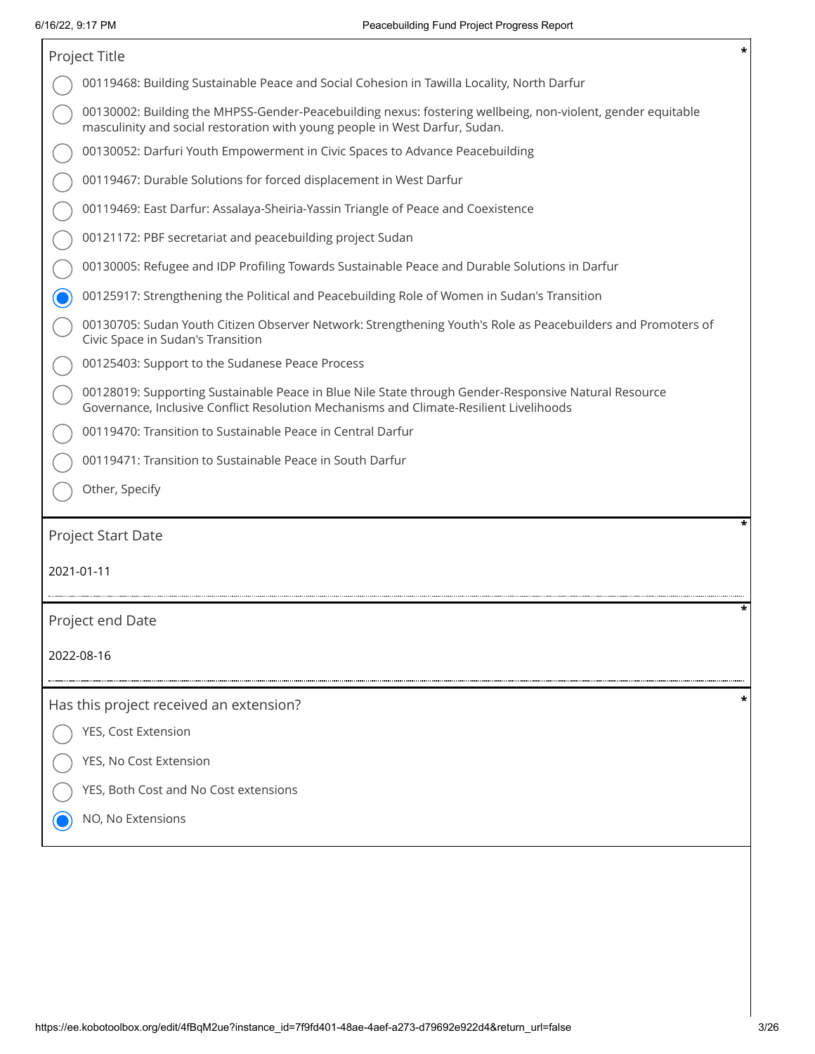## Project Title *

- ( ) 00119468: Building Sustainable Peace and Social Cohesion in Tawilla Locality, North Darfur
- ( ) 00130002: Building the MHPSS-Gender-Peacebuilding nexus: fostering wellbeing, non-violent, gender equitable masculinity and social restoration with young people in West Darfur, Sudan.
- ( ) 00130052: Darfuri Youth Empowerment in Civic Spaces to Advance Peacebuilding
- ( ) 00119467: Durable Solutions for forced displacement in West Darfur
- ( ) 00119469: East Darfur: Assalaya-Sheiria-Yassin Triangle of Peace and Coexistence
- ( ) 00121172: PBF secretariat and peacebuilding project Sudan
- ( ) 00130005: Refugee and IDP Profiling Towards Sustainable Peace and Durable Solutions in Darfur
- (●) 00125917: Strengthening the Political and Peacebuilding Role of Women in Sudan's Transition
- ( ) 00130705: Sudan Youth Citizen Observer Network: Strengthening Youth's Role as Peacebuilders and Promoters of Civic Space in Sudan's Transition
- ( ) 00125403: Support to the Sudanese Peace Process
- ( ) 00128019: Supporting Sustainable Peace in Blue Nile State through Gender-Responsive Natural Resource Governance, Inclusive Conflict Resolution Mechanisms and Climate-Resilient Livelihoods
- ( ) 00119470: Transition to Sustainable Peace in Central Darfur
- ( ) 00119471: Transition to Sustainable Peace in South Darfur
- ( ) Other, Specify

## Project Start Date *

2021-01-11

## Project end Date *

2022-08-16

## Has this project received an extension? *

- ( ) YES, Cost Extension
- ( ) YES, No Cost Extension
- ( ) YES, Both Cost and No Cost extensions
- (●) NO, No Extensions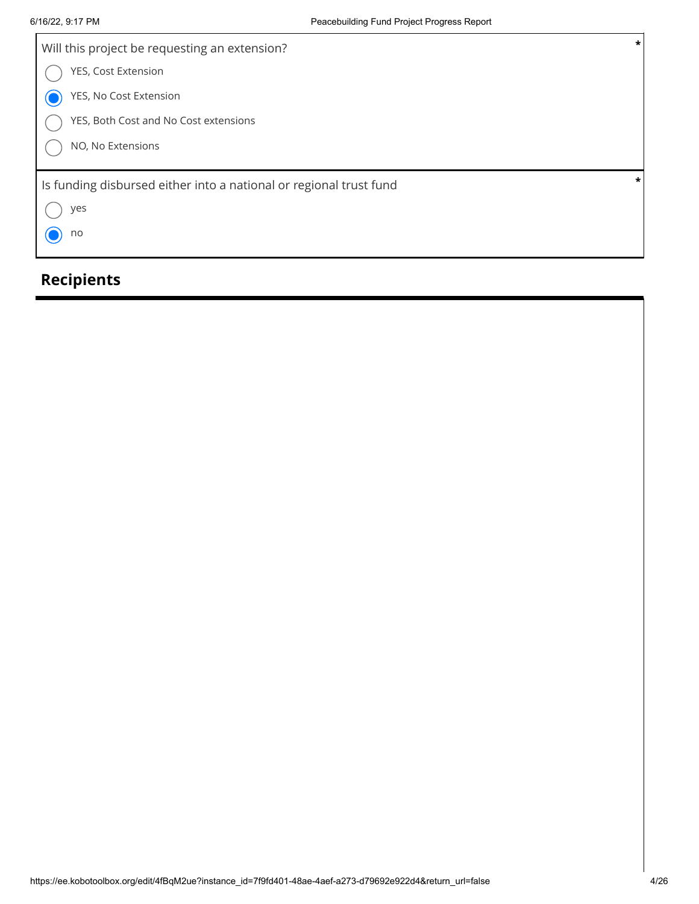Will this project be requesting an extension? *

- ( ) YES, Cost Extension
- (•) YES, No Cost Extension
- ( ) YES, Both Cost and No Cost extensions
- ( ) NO, No Extensions

Is funding disbursed either into a national or regional trust fund *

- ( ) yes
- (•) no

## Recipients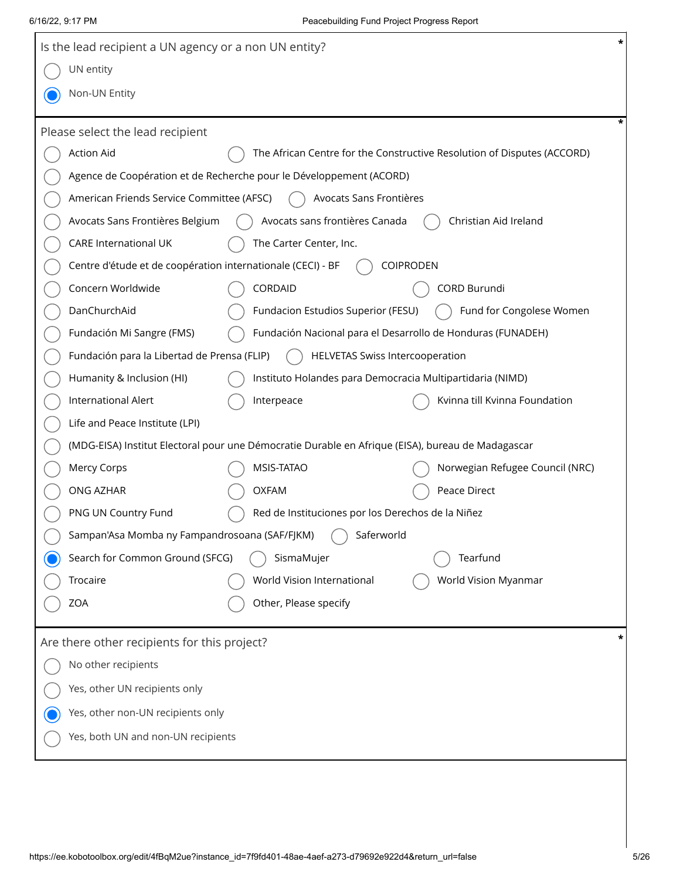Is the lead recipient a UN agency or a non UN entity? *

- ○ UN entity
- ◉ Non-UN Entity

Please select the lead recipient *

- ○ Action Aid
- ○ The African Centre for the Constructive Resolution of Disputes (ACCORD)
- ○ Agence de Coopération et de Recherche pour le Développement (ACORD)
- ○ American Friends Service Committee (AFSC)
- ○ Avocats Sans Frontières
- ○ Avocats Sans Frontières Belgium
- ○ Avocats sans frontières Canada
- ○ Christian Aid Ireland
- ○ CARE International UK
- ○ The Carter Center, Inc.
- ○ Centre d'étude et de coopération internationale (CECI) - BF
- ○ COIPRODEN
- ○ Concern Worldwide
- ○ CORDAID
- ○ CORD Burundi
- ○ DanChurchAid
- ○ Fundacion Estudios Superior (FESU)
- ○ Fund for Congolese Women
- ○ Fundación Mi Sangre (FMS)
- ○ Fundación Nacional para el Desarrollo de Honduras (FUNADEH)
- ○ Fundación para la Libertad de Prensa (FLIP)
- ○ HELVETAS Swiss Intercooperation
- ○ Humanity & Inclusion (HI)
- ○ Instituto Holandes para Democracia Multipartidaria (NIMD)
- ○ International Alert
- ○ Interpeace
- ○ Kvinna till Kvinna Foundation
- ○ Life and Peace Institute (LPI)
- ○ (MDG-EISA) Institut Electoral pour une Démocratie Durable en Afrique (EISA), bureau de Madagascar
- ○ Mercy Corps
- ○ MSIS-TATAO
- ○ Norwegian Refugee Council (NRC)
- ○ ONG AZHAR
- ○ OXFAM
- ○ Peace Direct
- ○ PNG UN Country Fund
- ○ Red de Instituciones por los Derechos de la Niñez
- ○ Sampan'Asa Momba ny Fampandrosoana (SAF/FJKM)
- ○ Saferworld
- ◉ Search for Common Ground (SFCG)
- ○ SismaMujer
- ○ Tearfund
- ○ Trocaire
- ○ World Vision International
- ○ World Vision Myanmar
- ○ ZOA
- ○ Other, Please specify

Are there other recipients for this project? *

- ○ No other recipients
- ○ Yes, other UN recipients only
- ◉ Yes, other non-UN recipients only
- ○ Yes, both UN and non-UN recipients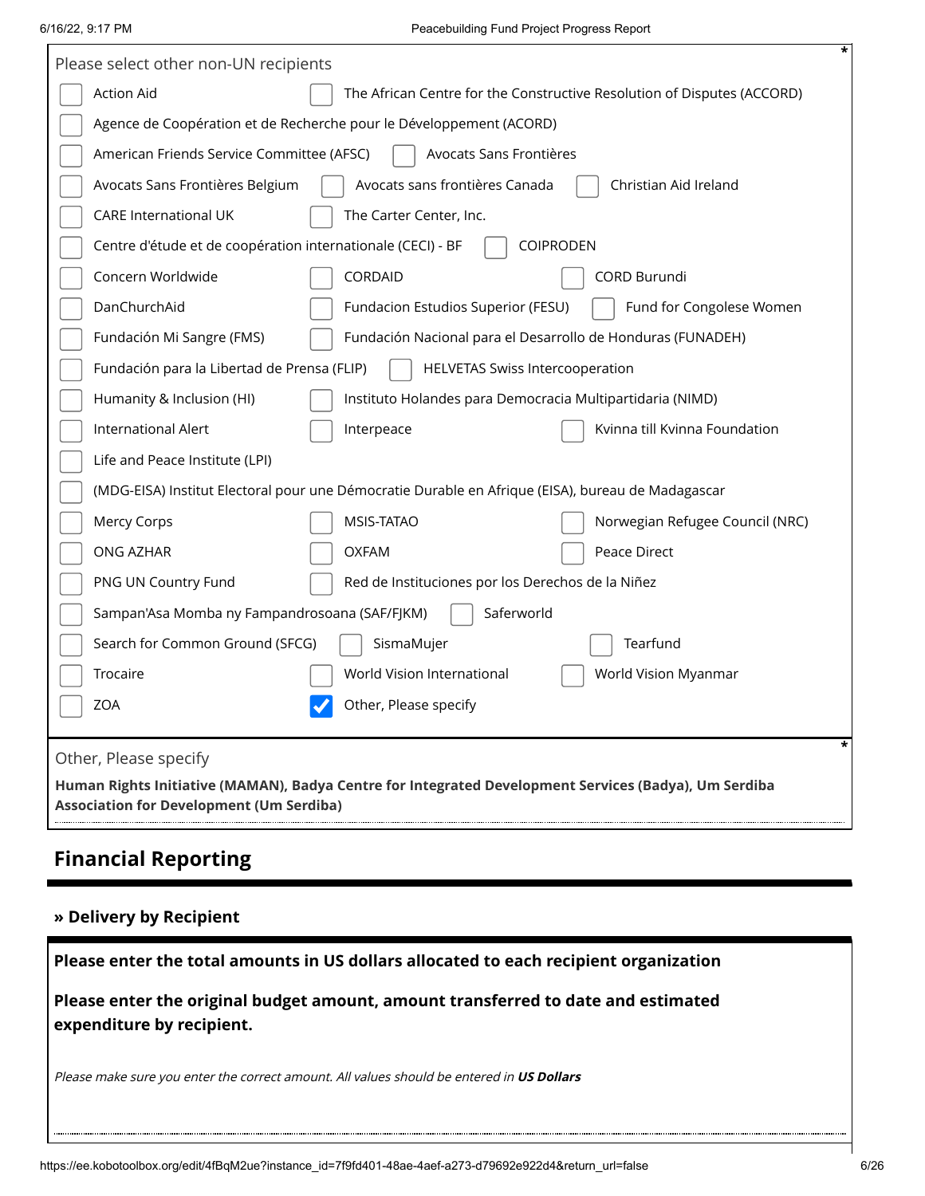Please select other non-UN recipients *

- [ ] Action Aid
- [ ] The African Centre for the Constructive Resolution of Disputes (ACCORD)
- [ ] Agence de Coopération et de Recherche pour le Développement (ACORD)
- [ ] American Friends Service Committee (AFSC)
- [ ] Avocats Sans Frontières
- [ ] Avocats Sans Frontières Belgium
- [ ] Avocats sans frontières Canada
- [ ] Christian Aid Ireland
- [ ] CARE International UK
- [ ] The Carter Center, Inc.
- [ ] Centre d'étude et de coopération internationale (CECI) - BF
- [ ] COIPRODEN
- [ ] Concern Worldwide
- [ ] CORDAID
- [ ] CORD Burundi
- [ ] DanChurchAid
- [ ] Fundacion Estudios Superior (FESU)
- [ ] Fund for Congolese Women
- [ ] Fundación Mi Sangre (FMS)
- [ ] Fundación Nacional para el Desarrollo de Honduras (FUNADEH)
- [ ] Fundación para la Libertad de Prensa (FLIP)
- [ ] HELVETAS Swiss Intercooperation
- [ ] Humanity & Inclusion (HI)
- [ ] Instituto Holandes para Democracia Multipartidaria (NIMD)
- [ ] International Alert
- [ ] Interpeace
- [ ] Kvinna till Kvinna Foundation
- [ ] Life and Peace Institute (LPI)
- [ ] (MDG-EISA) Institut Electoral pour une Démocratie Durable en Afrique (EISA), bureau de Madagascar
- [ ] Mercy Corps
- [ ] MSIS-TATAO
- [ ] Norwegian Refugee Council (NRC)
- [ ] ONG AZHAR
- [ ] OXFAM
- [ ] Peace Direct
- [ ] PNG UN Country Fund
- [ ] Red de Instituciones por los Derechos de la Niñez
- [ ] Sampan'Asa Momba ny Fampandrosoana (SAF/FJKM)
- [ ] Saferworld
- [ ] Search for Common Ground (SFCG)
- [ ] SismaMujer
- [ ] Tearfund
- [ ] Trocaire
- [ ] World Vision International
- [ ] World Vision Myanmar
- [ ] ZOA
- [x] Other, Please specify

Other, Please specify *

**Human Rights Initiative (MAMAN), Badya Centre for Integrated Development Services (Badya), Um Serdiba Association for Development (Um Serdiba)**

## Financial Reporting

### » Delivery by Recipient

**Please enter the total amounts in US dollars allocated to each recipient organization**

**Please enter the original budget amount, amount transferred to date and estimated expenditure by recipient.**

*Please make sure you enter the correct amount. All values should be entered in **US Dollars***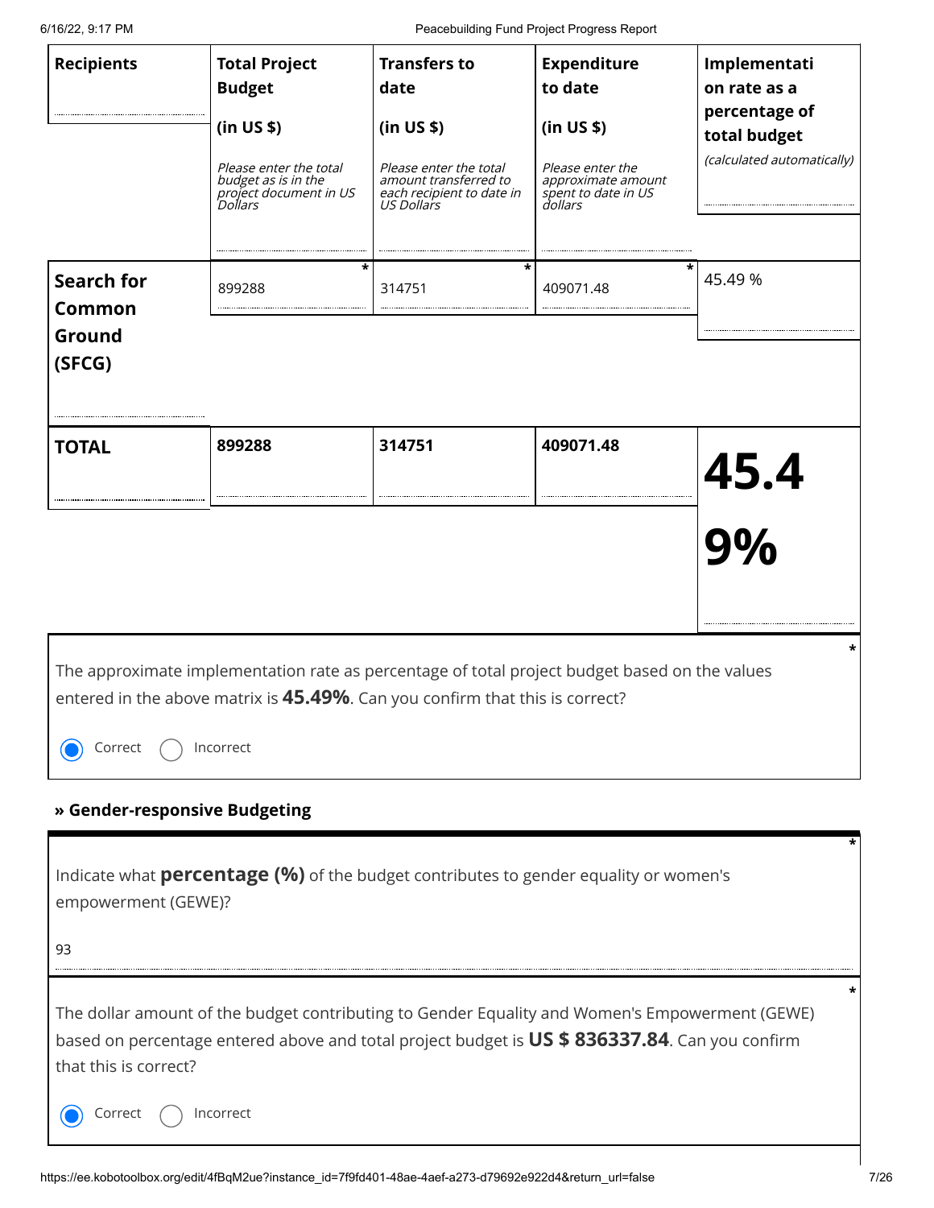| Recipients | Total Project Budget (in US $) *Please enter the total budget as is in the project document in US Dollars* | Transfers to date (in US $) *Please enter the total amount transferred to each recipient to date in US Dollars* | Expenditure to date (in US $) *Please enter the approximate amount spent to date in US dollars* | Implementation rate as a percentage of total budget *(calculated automatically)* |
|---|---|---|---|---|
| Search for Common Ground (SFCG) | 899288 | 314751 | 409071.48 | 45.49 % |
| **TOTAL** | **899288** | **314751** | **409071.48** | **45.49%** |

The approximate implementation rate as percentage of total project budget based on the values entered in the above matrix is **45.49%**. Can you confirm that this is correct? *

◉ Correct ○ Incorrect

### » Gender-responsive Budgeting

Indicate what **percentage (%)** of the budget contributes to gender equality or women's empowerment (GEWE)? *

93

The dollar amount of the budget contributing to Gender Equality and Women's Empowerment (GEWE) based on percentage entered above and total project budget is **US $ 836337.84**. Can you confirm that this is correct? *

◉ Correct ○ Incorrect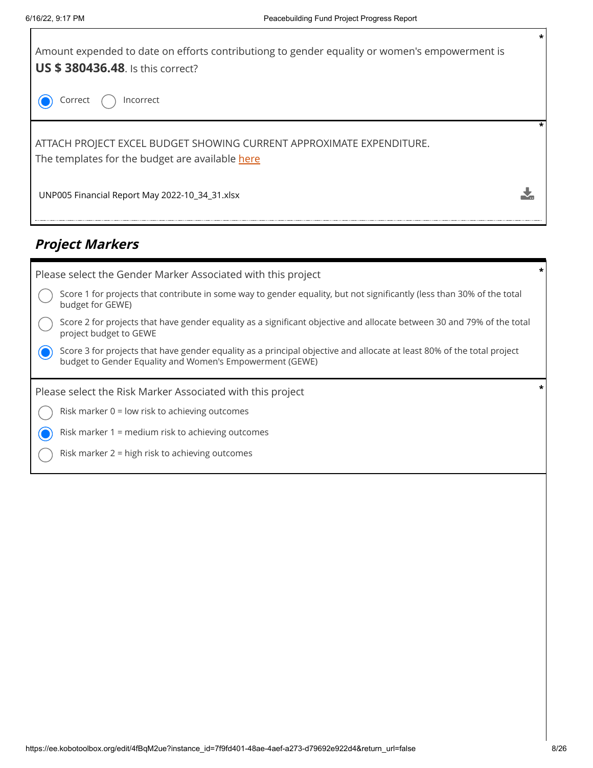Amount expended to date on efforts contributiong to gender equality or women's empowerment is **US $ 380436.48**. Is this correct? *

- [x] Correct
- [ ] Incorrect

ATTACH PROJECT EXCEL BUDGET SHOWING CURRENT APPROXIMATE EXPENDITURE. *
The templates for the budget are available here

UNP005 Financial Report May 2022-10_34_31.xlsx

## *Project Markers*

Please select the Gender Marker Associated with this project *

- [ ] Score 1 for projects that contribute in some way to gender equality, but not significantly (less than 30% of the total budget for GEWE)
- [ ] Score 2 for projects that have gender equality as a significant objective and allocate between 30 and 79% of the total project budget to GEWE
- [x] Score 3 for projects that have gender equality as a principal objective and allocate at least 80% of the total project budget to Gender Equality and Women's Empowerment (GEWE)

Please select the Risk Marker Associated with this project *

- [ ] Risk marker 0 = low risk to achieving outcomes
- [x] Risk marker 1 = medium risk to achieving outcomes
- [ ] Risk marker 2 = high risk to achieving outcomes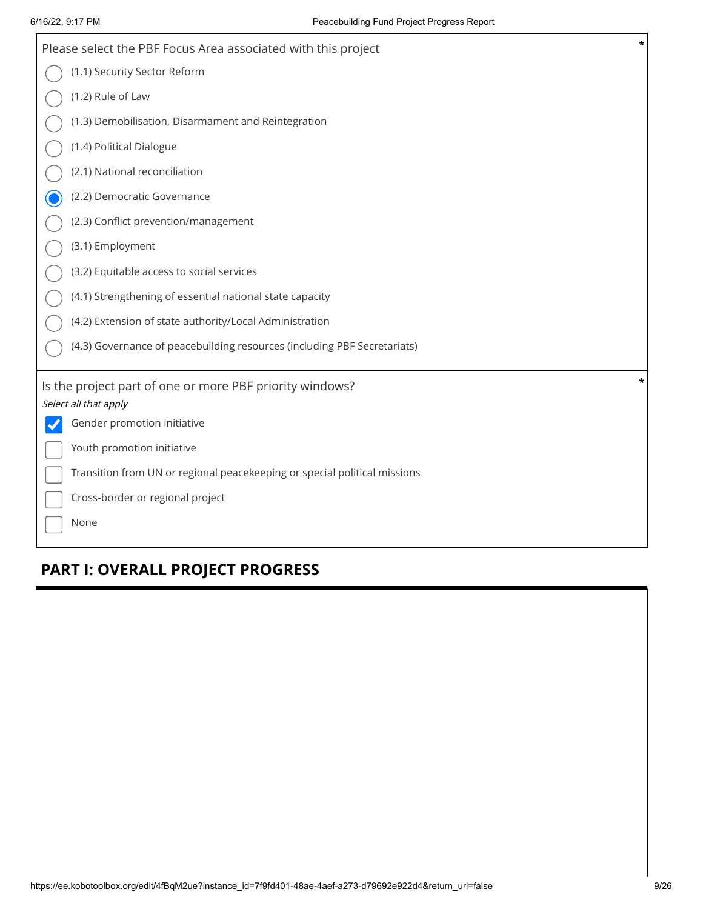Please select the PBF Focus Area associated with this project *

- ( ) (1.1) Security Sector Reform
- ( ) (1.2) Rule of Law
- ( ) (1.3) Demobilisation, Disarmament and Reintegration
- ( ) (1.4) Political Dialogue
- ( ) (2.1) National reconciliation
- (●) (2.2) Democratic Governance
- ( ) (2.3) Conflict prevention/management
- ( ) (3.1) Employment
- ( ) (3.2) Equitable access to social services
- ( ) (4.1) Strengthening of essential national state capacity
- ( ) (4.2) Extension of state authority/Local Administration
- ( ) (4.3) Governance of peacebuilding resources (including PBF Secretariats)

Is the project part of one or more PBF priority windows? *

*Select all that apply*

- [x] Gender promotion initiative
- [ ] Youth promotion initiative
- [ ] Transition from UN or regional peacekeeping or special political missions
- [ ] Cross-border or regional project
- [ ] None

## PART I: OVERALL PROJECT PROGRESS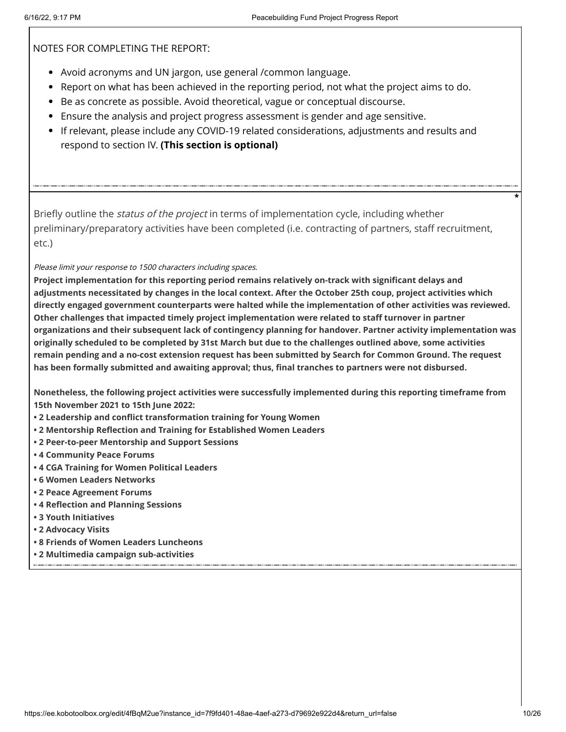NOTES FOR COMPLETING THE REPORT:

- Avoid acronyms and UN jargon, use general /common language.
- Report on what has been achieved in the reporting period, not what the project aims to do.
- Be as concrete as possible. Avoid theoretical, vague or conceptual discourse.
- Ensure the analysis and project progress assessment is gender and age sensitive.
- If relevant, please include any COVID-19 related considerations, adjustments and results and respond to section IV. **(This section is optional)**

---

Briefly outline the *status of the project* in terms of implementation cycle, including whether preliminary/preparatory activities have been completed (i.e. contracting of partners, staff recruitment, etc.) *

*Please limit your response to 1500 characters including spaces.*

**Project implementation for this reporting period remains relatively on-track with significant delays and adjustments necessitated by changes in the local context. After the October 25th coup, project activities which directly engaged government counterparts were halted while the implementation of other activities was reviewed. Other challenges that impacted timely project implementation were related to staff turnover in partner organizations and their subsequent lack of contingency planning for handover. Partner activity implementation was originally scheduled to be completed by 31st March but due to the challenges outlined above, some activities remain pending and a no-cost extension request has been submitted by Search for Common Ground. The request has been formally submitted and awaiting approval; thus, final tranches to partners were not disbursed.**

**Nonetheless, the following project activities were successfully implemented during this reporting timeframe from 15th November 2021 to 15th June 2022:**

- **2 Leadership and conflict transformation training for Young Women**
- **2 Mentorship Reflection and Training for Established Women Leaders**
- **2 Peer-to-peer Mentorship and Support Sessions**
- **4 Community Peace Forums**
- **4 CGA Training for Women Political Leaders**
- **6 Women Leaders Networks**
- **2 Peace Agreement Forums**
- **4 Reflection and Planning Sessions**
- **3 Youth Initiatives**
- **2 Advocacy Visits**
- **8 Friends of Women Leaders Luncheons**
- **2 Multimedia campaign sub-activities**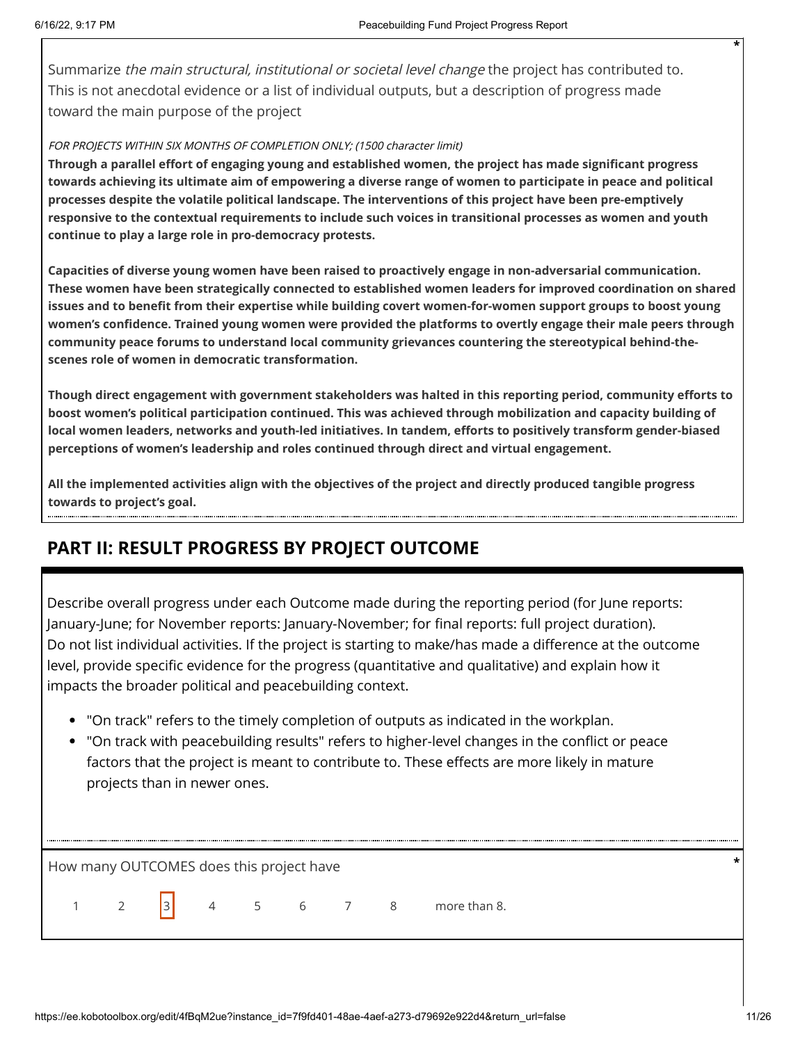Summarize *the main structural, institutional or societal level change* the project has contributed to. This is not anecdotal evidence or a list of individual outputs, but a description of progress made toward the main purpose of the project

*FOR PROJECTS WITHIN SIX MONTHS OF COMPLETION ONLY; (1500 character limit)*

**Through a parallel effort of engaging young and established women, the project has made significant progress towards achieving its ultimate aim of empowering a diverse range of women to participate in peace and political processes despite the volatile political landscape. The interventions of this project have been pre-emptively responsive to the contextual requirements to include such voices in transitional processes as women and youth continue to play a large role in pro-democracy protests.**

**Capacities of diverse young women have been raised to proactively engage in non-adversarial communication. These women have been strategically connected to established women leaders for improved coordination on shared issues and to benefit from their expertise while building covert women-for-women support groups to boost young women's confidence. Trained young women were provided the platforms to overtly engage their male peers through community peace forums to understand local community grievances countering the stereotypical behind-the-scenes role of women in democratic transformation.**

**Though direct engagement with government stakeholders was halted in this reporting period, community efforts to boost women's political participation continued. This was achieved through mobilization and capacity building of local women leaders, networks and youth-led initiatives. In tandem, efforts to positively transform gender-biased perceptions of women's leadership and roles continued through direct and virtual engagement.**

**All the implemented activities align with the objectives of the project and directly produced tangible progress towards to project's goal.**

## PART II: RESULT PROGRESS BY PROJECT OUTCOME

Describe overall progress under each Outcome made during the reporting period (for June reports: January-June; for November reports: January-November; for final reports: full project duration). Do not list individual activities. If the project is starting to make/has made a difference at the outcome level, provide specific evidence for the progress (quantitative and qualitative) and explain how it impacts the broader political and peacebuilding context.

- "On track" refers to the timely completion of outputs as indicated in the workplan.
- "On track with peacebuilding results" refers to higher-level changes in the conflict or peace factors that the project is meant to contribute to. These effects are more likely in mature projects than in newer ones.

How many OUTCOMES does this project have

1 2 [3] 4 5 6 7 8 more than 8.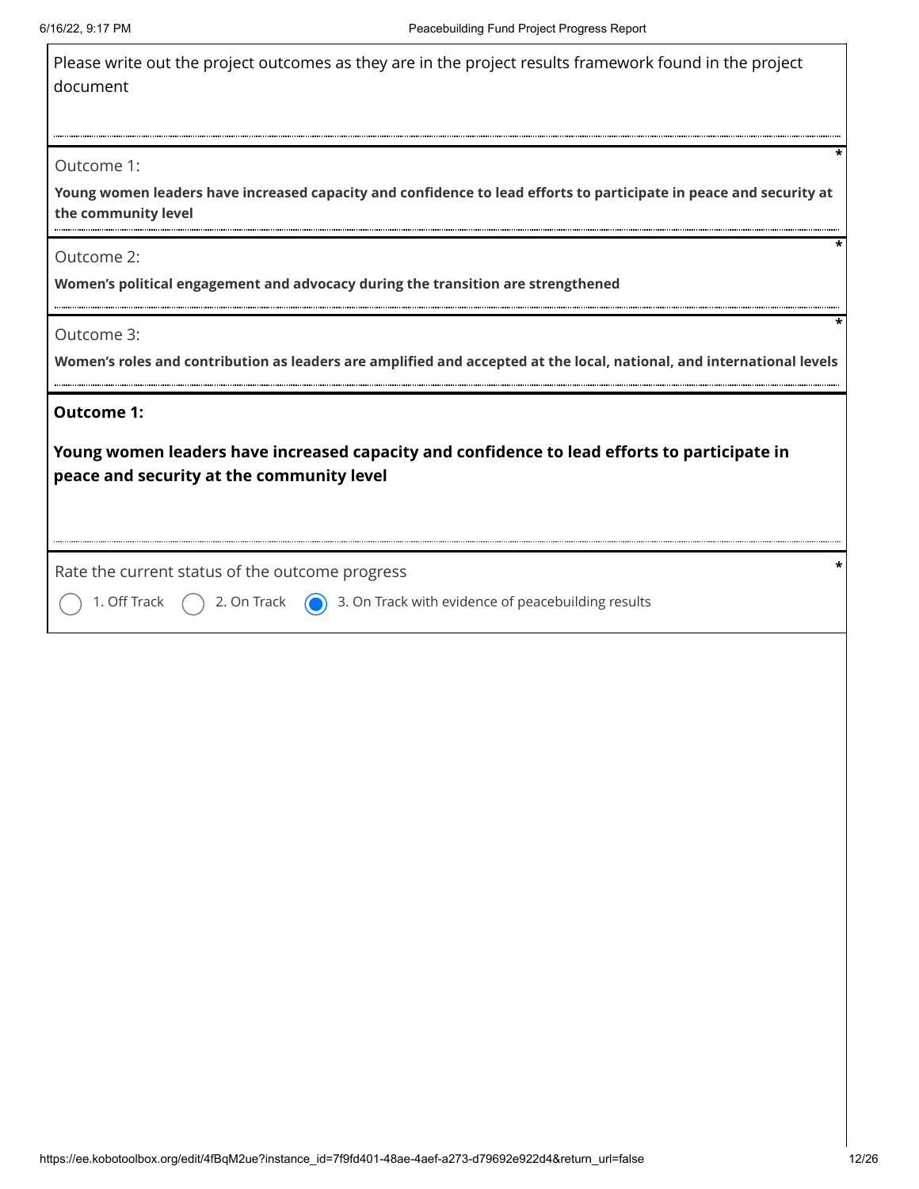Please write out the project outcomes as they are in the project results framework found in the project document

Outcome 1: *

**Young women leaders have increased capacity and confidence to lead efforts to participate in peace and security at the community level**

Outcome 2: *

**Women's political engagement and advocacy during the transition are strengthened**

Outcome 3: *

**Women's roles and contribution as leaders are amplified and accepted at the local, national, and international levels**

**Outcome 1:**

**Young women leaders have increased capacity and confidence to lead efforts to participate in peace and security at the community level**

Rate the current status of the outcome progress *

- [ ] 1. Off Track
- [ ] 2. On Track
- [x] 3. On Track with evidence of peacebuilding results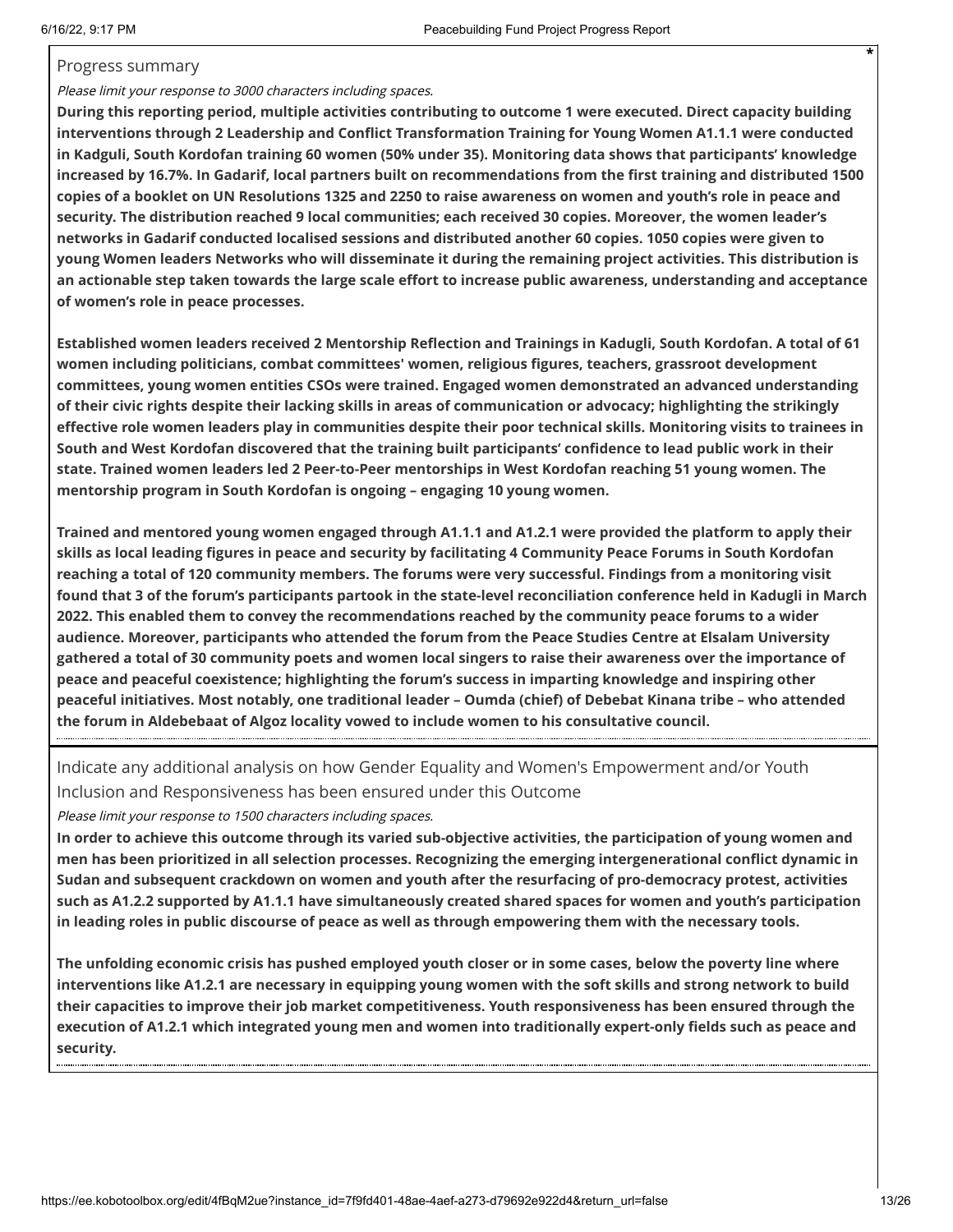Progress summary

*Please limit your response to 3000 characters including spaces.*

**During this reporting period, multiple activities contributing to outcome 1 were executed. Direct capacity building interventions through 2 Leadership and Conflict Transformation Training for Young Women A1.1.1 were conducted in Kadguli, South Kordofan training 60 women (50% under 35). Monitoring data shows that participants' knowledge increased by 16.7%. In Gadarif, local partners built on recommendations from the first training and distributed 1500 copies of a booklet on UN Resolutions 1325 and 2250 to raise awareness on women and youth's role in peace and security. The distribution reached 9 local communities; each received 30 copies. Moreover, the women leader's networks in Gadarif conducted localised sessions and distributed another 60 copies. 1050 copies were given to young Women leaders Networks who will disseminate it during the remaining project activities. This distribution is an actionable step taken towards the large scale effort to increase public awareness, understanding and acceptance of women's role in peace processes.**

**Established women leaders received 2 Mentorship Reflection and Trainings in Kadugli, South Kordofan. A total of 61 women including politicians, combat committees' women, religious figures, teachers, grassroot development committees, young women entities CSOs were trained. Engaged women demonstrated an advanced understanding of their civic rights despite their lacking skills in areas of communication or advocacy; highlighting the strikingly effective role women leaders play in communities despite their poor technical skills. Monitoring visits to trainees in South and West Kordofan discovered that the training built participants' confidence to lead public work in their state. Trained women leaders led 2 Peer-to-Peer mentorships in West Kordofan reaching 51 young women. The mentorship program in South Kordofan is ongoing – engaging 10 young women.**

**Trained and mentored young women engaged through A1.1.1 and A1.2.1 were provided the platform to apply their skills as local leading figures in peace and security by facilitating 4 Community Peace Forums in South Kordofan reaching a total of 120 community members. The forums were very successful. Findings from a monitoring visit found that 3 of the forum's participants partook in the state-level reconciliation conference held in Kadugli in March 2022. This enabled them to convey the recommendations reached by the community peace forums to a wider audience. Moreover, participants who attended the forum from the Peace Studies Centre at Elsalam University gathered a total of 30 community poets and women local singers to raise their awareness over the importance of peace and peaceful coexistence; highlighting the forum's success in imparting knowledge and inspiring other peaceful initiatives. Most notably, one traditional leader – Oumda (chief) of Debebat Kinana tribe – who attended the forum in Aldebebaat of Algoz locality vowed to include women to his consultative council.**

Indicate any additional analysis on how Gender Equality and Women's Empowerment and/or Youth Inclusion and Responsiveness has been ensured under this Outcome

*Please limit your response to 1500 characters including spaces.*

**In order to achieve this outcome through its varied sub-objective activities, the participation of young women and men has been prioritized in all selection processes. Recognizing the emerging intergenerational conflict dynamic in Sudan and subsequent crackdown on women and youth after the resurfacing of pro-democracy protest, activities such as A1.2.2 supported by A1.1.1 have simultaneously created shared spaces for women and youth's participation in leading roles in public discourse of peace as well as through empowering them with the necessary tools.**

**The unfolding economic crisis has pushed employed youth closer or in some cases, below the poverty line where interventions like A1.2.1 are necessary in equipping young women with the soft skills and strong network to build their capacities to improve their job market competitiveness. Youth responsiveness has been ensured through the execution of A1.2.1 which integrated young men and women into traditionally expert-only fields such as peace and security.**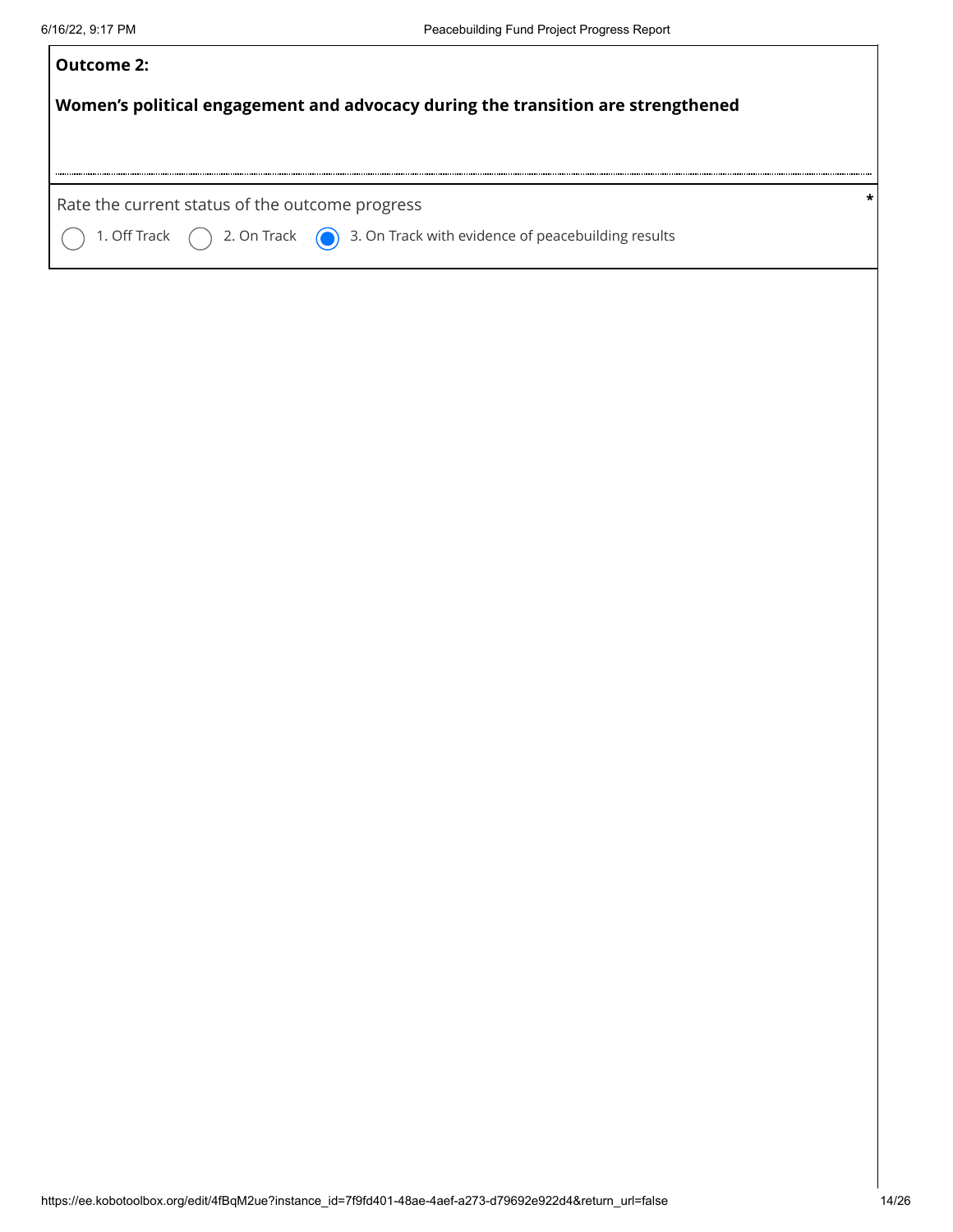**Outcome 2:**

**Women's political engagement and advocacy during the transition are strengthened**

Rate the current status of the outcome progress *

- ○ 1. Off Track
- ○ 2. On Track
- ◉ 3. On Track with evidence of peacebuilding results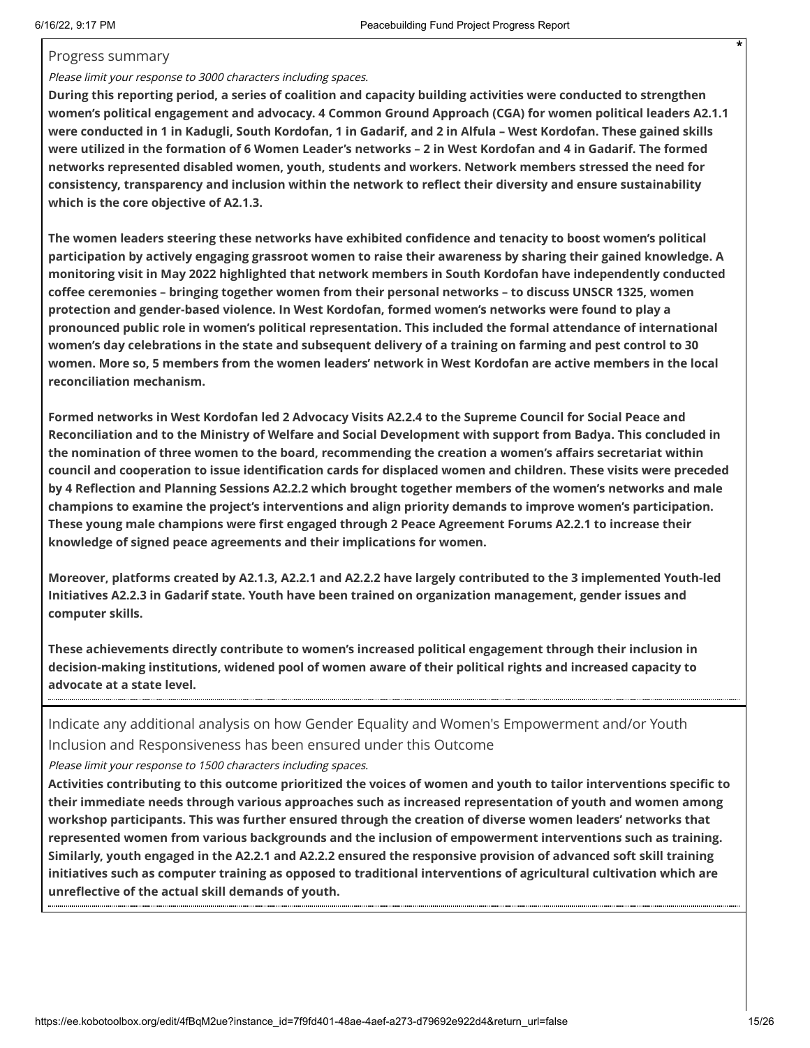Progress summary

*Please limit your response to 3000 characters including spaces.*

**During this reporting period, a series of coalition and capacity building activities were conducted to strengthen women's political engagement and advocacy. 4 Common Ground Approach (CGA) for women political leaders A2.1.1 were conducted in 1 in Kadugli, South Kordofan, 1 in Gadarif, and 2 in Alfula – West Kordofan. These gained skills were utilized in the formation of 6 Women Leader's networks – 2 in West Kordofan and 4 in Gadarif. The formed networks represented disabled women, youth, students and workers. Network members stressed the need for consistency, transparency and inclusion within the network to reflect their diversity and ensure sustainability which is the core objective of A2.1.3.**

**The women leaders steering these networks have exhibited confidence and tenacity to boost women's political participation by actively engaging grassroot women to raise their awareness by sharing their gained knowledge. A monitoring visit in May 2022 highlighted that network members in South Kordofan have independently conducted coffee ceremonies – bringing together women from their personal networks – to discuss UNSCR 1325, women protection and gender-based violence. In West Kordofan, formed women's networks were found to play a pronounced public role in women's political representation. This included the formal attendance of international women's day celebrations in the state and subsequent delivery of a training on farming and pest control to 30 women. More so, 5 members from the women leaders' network in West Kordofan are active members in the local reconciliation mechanism.**

**Formed networks in West Kordofan led 2 Advocacy Visits A2.2.4 to the Supreme Council for Social Peace and Reconciliation and to the Ministry of Welfare and Social Development with support from Badya. This concluded in the nomination of three women to the board, recommending the creation a women's affairs secretariat within council and cooperation to issue identification cards for displaced women and children. These visits were preceded by 4 Reflection and Planning Sessions A2.2.2 which brought together members of the women's networks and male champions to examine the project's interventions and align priority demands to improve women's participation. These young male champions were first engaged through 2 Peace Agreement Forums A2.2.1 to increase their knowledge of signed peace agreements and their implications for women.**

**Moreover, platforms created by A2.1.3, A2.2.1 and A2.2.2 have largely contributed to the 3 implemented Youth-led Initiatives A2.2.3 in Gadarif state. Youth have been trained on organization management, gender issues and computer skills.**

**These achievements directly contribute to women's increased political engagement through their inclusion in decision-making institutions, widened pool of women aware of their political rights and increased capacity to advocate at a state level.**

Indicate any additional analysis on how Gender Equality and Women's Empowerment and/or Youth Inclusion and Responsiveness has been ensured under this Outcome

*Please limit your response to 1500 characters including spaces.*

**Activities contributing to this outcome prioritized the voices of women and youth to tailor interventions specific to their immediate needs through various approaches such as increased representation of youth and women among workshop participants. This was further ensured through the creation of diverse women leaders' networks that represented women from various backgrounds and the inclusion of empowerment interventions such as training. Similarly, youth engaged in the A2.2.1 and A2.2.2 ensured the responsive provision of advanced soft skill training initiatives such as computer training as opposed to traditional interventions of agricultural cultivation which are unreflective of the actual skill demands of youth.**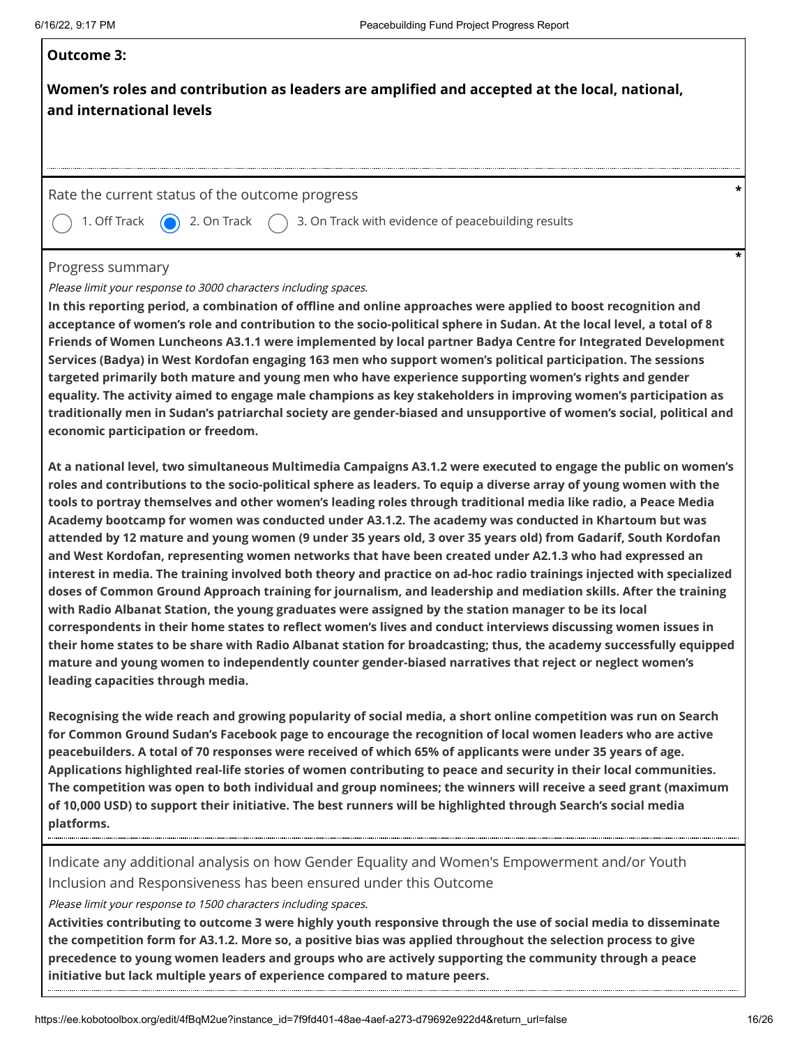**Outcome 3:**

**Women's roles and contribution as leaders are amplified and accepted at the local, national, and international levels**

Rate the current status of the outcome progress *

○ 1. Off Track ◉ 2. On Track ○ 3. On Track with evidence of peacebuilding results

Progress summary *

*Please limit your response to 3000 characters including spaces.*

**In this reporting period, a combination of offline and online approaches were applied to boost recognition and acceptance of women's role and contribution to the socio-political sphere in Sudan. At the local level, a total of 8 Friends of Women Luncheons A3.1.1 were implemented by local partner Badya Centre for Integrated Development Services (Badya) in West Kordofan engaging 163 men who support women's political participation. The sessions targeted primarily both mature and young men who have experience supporting women's rights and gender equality. The activity aimed to engage male champions as key stakeholders in improving women's participation as traditionally men in Sudan's patriarchal society are gender-biased and unsupportive of women's social, political and economic participation or freedom.**

**At a national level, two simultaneous Multimedia Campaigns A3.1.2 were executed to engage the public on women's roles and contributions to the socio-political sphere as leaders. To equip a diverse array of young women with the tools to portray themselves and other women's leading roles through traditional media like radio, a Peace Media Academy bootcamp for women was conducted under A3.1.2. The academy was conducted in Khartoum but was attended by 12 mature and young women (9 under 35 years old, 3 over 35 years old) from Gadarif, South Kordofan and West Kordofan, representing women networks that have been created under A2.1.3 who had expressed an interest in media. The training involved both theory and practice on ad-hoc radio trainings injected with specialized doses of Common Ground Approach training for journalism, and leadership and mediation skills. After the training with Radio Albanat Station, the young graduates were assigned by the station manager to be its local correspondents in their home states to reflect women's lives and conduct interviews discussing women issues in their home states to be share with Radio Albanat station for broadcasting; thus, the academy successfully equipped mature and young women to independently counter gender-biased narratives that reject or neglect women's leading capacities through media.**

**Recognising the wide reach and growing popularity of social media, a short online competition was run on Search for Common Ground Sudan's Facebook page to encourage the recognition of local women leaders who are active peacebuilders. A total of 70 responses were received of which 65% of applicants were under 35 years of age. Applications highlighted real-life stories of women contributing to peace and security in their local communities. The competition was open to both individual and group nominees; the winners will receive a seed grant (maximum of 10,000 USD) to support their initiative. The best runners will be highlighted through Search's social media platforms.**

Indicate any additional analysis on how Gender Equality and Women's Empowerment and/or Youth Inclusion and Responsiveness has been ensured under this Outcome

*Please limit your response to 1500 characters including spaces.*

**Activities contributing to outcome 3 were highly youth responsive through the use of social media to disseminate the competition form for A3.1.2. More so, a positive bias was applied throughout the selection process to give precedence to young women leaders and groups who are actively supporting the community through a peace initiative but lack multiple years of experience compared to mature peers.**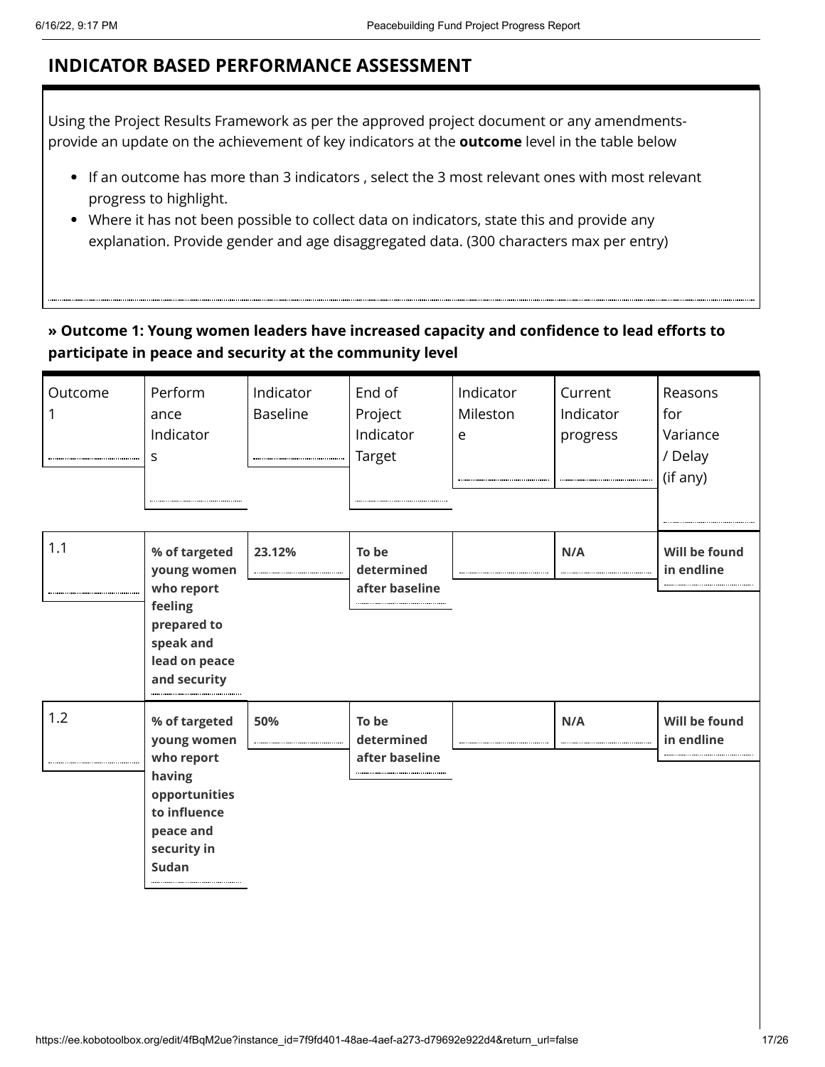## INDICATOR BASED PERFORMANCE ASSESSMENT

Using the Project Results Framework as per the approved project document or any amendments- provide an update on the achievement of key indicators at the **outcome** level in the table below

- If an outcome has more than 3 indicators , select the 3 most relevant ones with most relevant progress to highlight.
- Where it has not been possible to collect data on indicators, state this and provide any explanation. Provide gender and age disaggregated data. (300 characters max per entry)

### » Outcome 1: Young women leaders have increased capacity and confidence to lead efforts to participate in peace and security at the community level

| Outcome 1 | Performance Indicators | Indicator Baseline | End of Project Indicator Target | Indicator Milestone | Current Indicator progress | Reasons for Variance / Delay (if any) |
|---|---|---|---|---|---|---|
| 1.1 | **% of targeted young women who report feeling prepared to speak and lead on peace and security** | **23.12%** | **To be determined after baseline** | | **N/A** | **Will be found in endline** |
| 1.2 | **% of targeted young women who report having opportunities to influence peace and security in Sudan** | **50%** | **To be determined after baseline** | | **N/A** | **Will be found in endline** |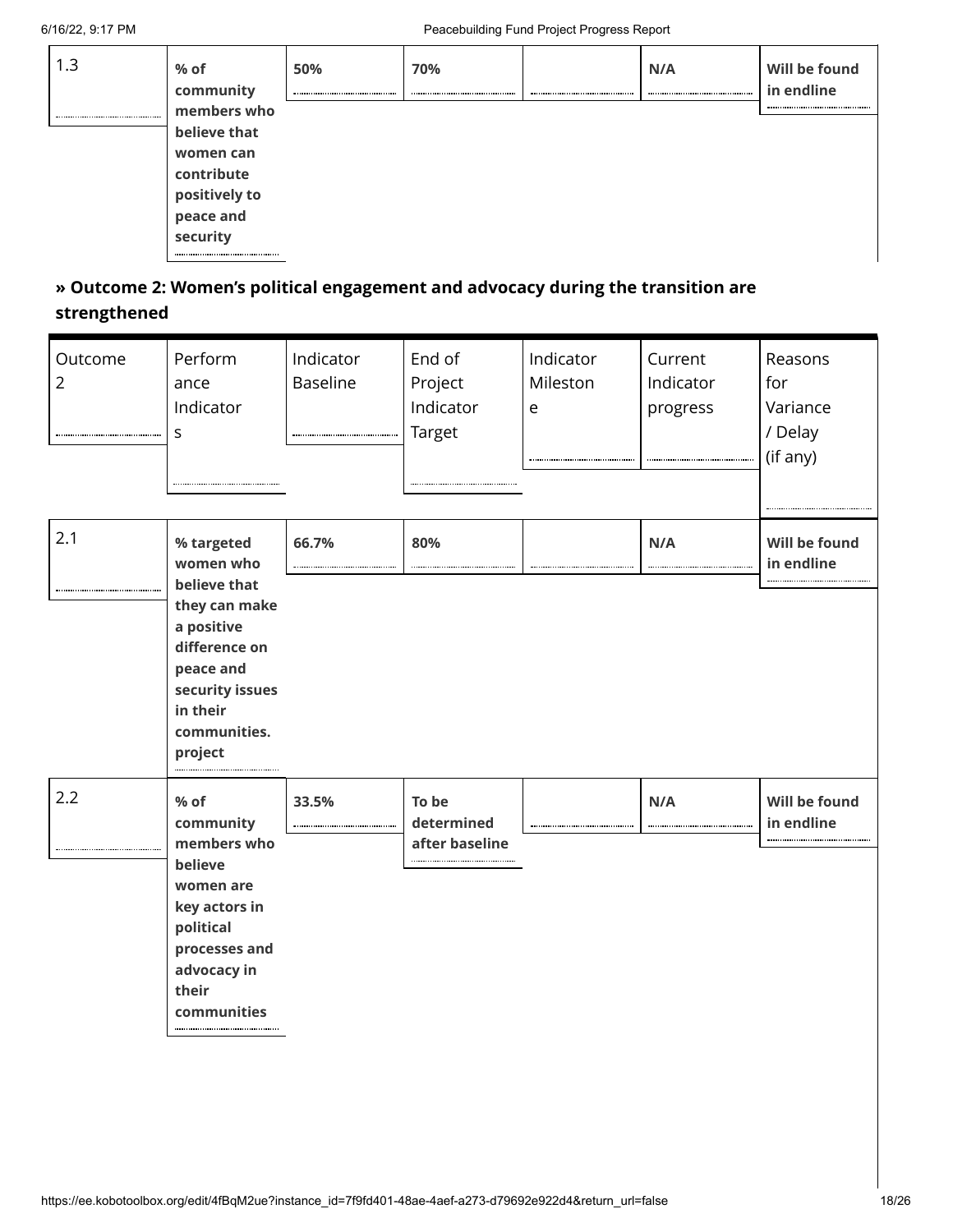| 1.3 | **% of community members who believe that women can contribute positively to peace and security** | **50%** | **70%** | | **N/A** | **Will be found in endline** |
|---|---|---|---|---|---|---|

## » Outcome 2: Women's political engagement and advocacy during the transition are strengthened

| Outcome 2 | Performance Indicators | Indicator Baseline | End of Project Indicator Target | Indicator Milestone | Current Indicator progress | Reasons for Variance / Delay (if any) |
|---|---|---|---|---|---|---|
| 2.1 | **% targeted women who believe that they can make a positive difference on peace and security issues in their communities. project** | **66.7%** | **80%** | | **N/A** | **Will be found in endline** |
| 2.2 | **% of community members who believe women are key actors in political processes and advocacy in their communities** | **33.5%** | **To be determined after baseline** | | **N/A** | **Will be found in endline** |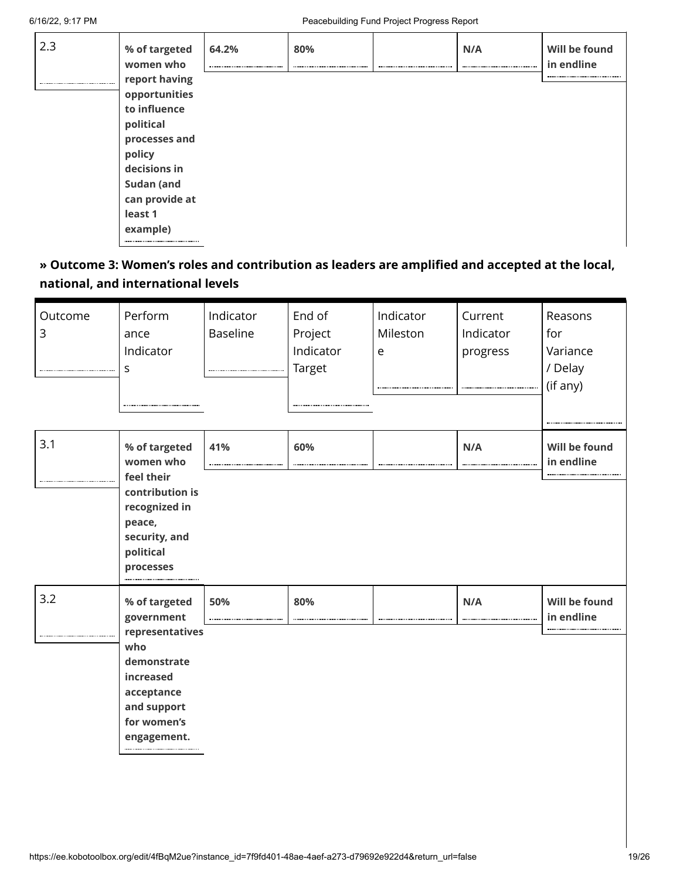| | | | | | | |
|---|---|---|---|---|---|---|
| 2.3 | **% of targeted women who report having opportunities to influence political processes and policy decisions in Sudan (and can provide at least 1 example)** | **64.2%** | **80%** | | **N/A** | **Will be found in endline** |

## » Outcome 3: Women's roles and contribution as leaders are amplified and accepted at the local, national, and international levels

| Outcome 3 | Performance Indicators | Indicator Baseline | End of Project Indicator Target | Indicator Milestone | Current Indicator progress | Reasons for Variance / Delay (if any) |
|---|---|---|---|---|---|---|
| 3.1 | **% of targeted women who feel their contribution is recognized in peace, security, and political processes** | **41%** | **60%** | | **N/A** | **Will be found in endline** |
| 3.2 | **% of targeted government representatives who demonstrate increased acceptance and support for women's engagement.** | **50%** | **80%** | | **N/A** | **Will be found in endline** |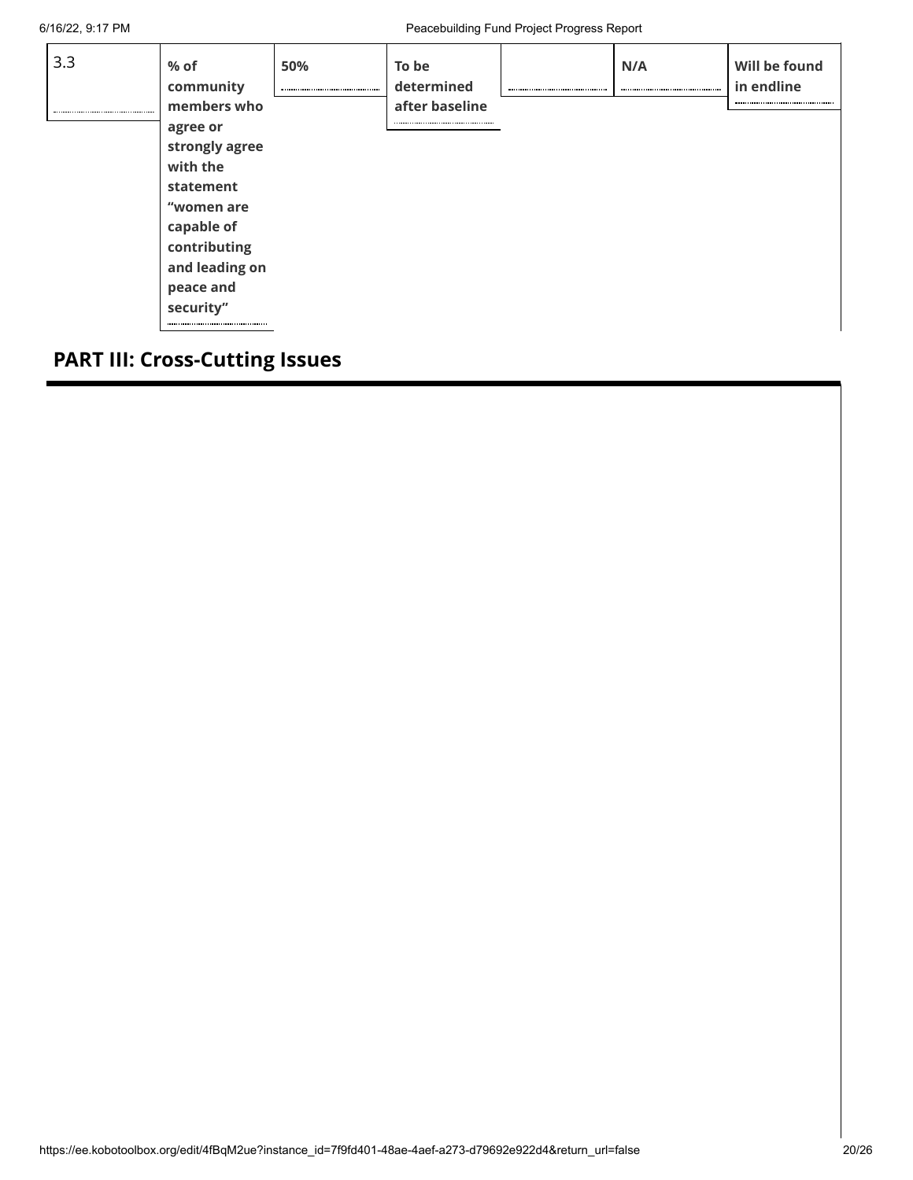| 3.3 | **% of community members who agree or strongly agree with the statement "women are capable of contributing and leading on peace and security"** | **50%** | **To be determined after baseline** | | **N/A** | **Will be found in endline** |
|---|---|---|---|---|---|---|

## PART III: Cross-Cutting Issues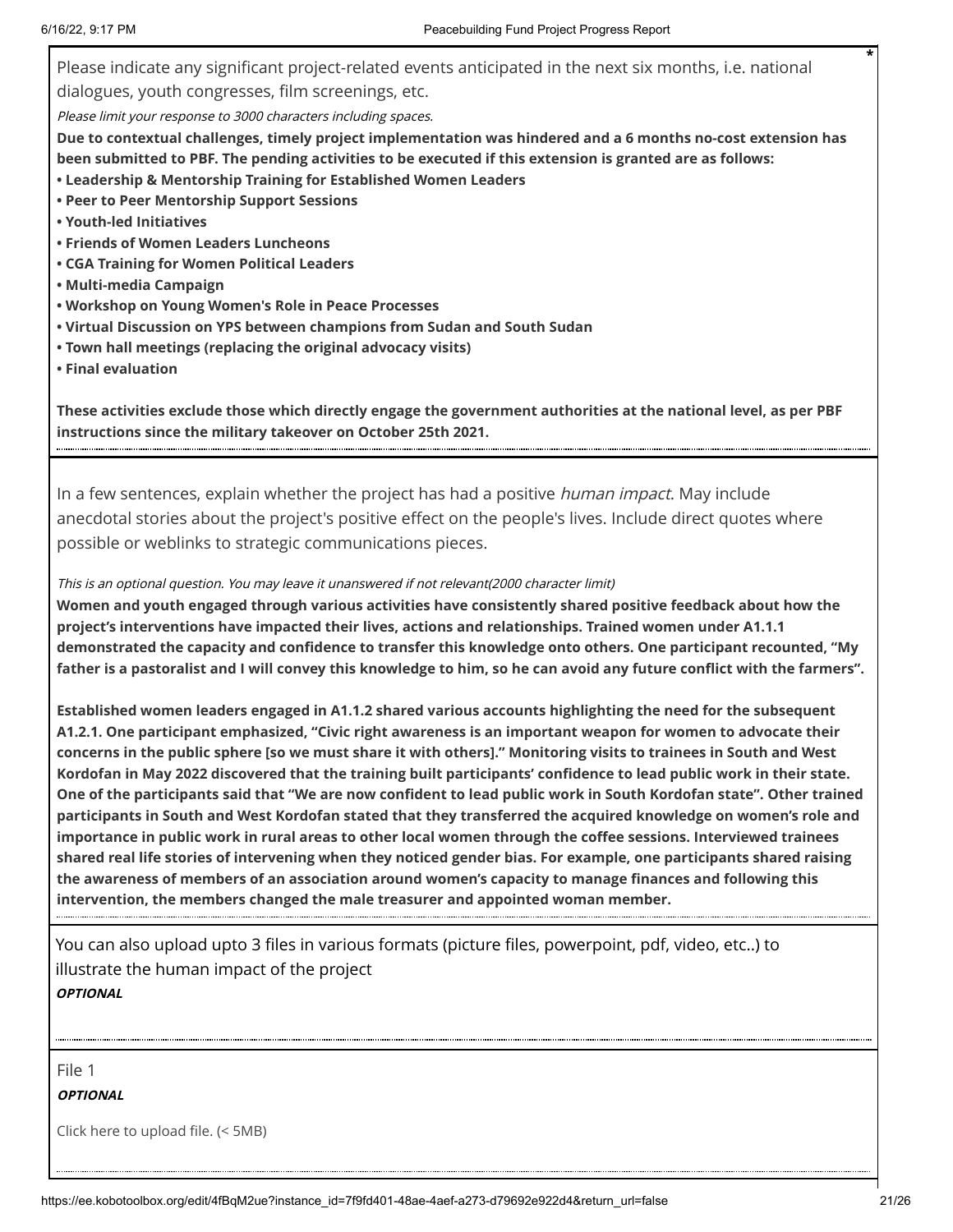Please indicate any significant project-related events anticipated in the next six months, i.e. national dialogues, youth congresses, film screenings, etc. *

*Please limit your response to 3000 characters including spaces.*

**Due to contextual challenges, timely project implementation was hindered and a 6 months no-cost extension has been submitted to PBF. The pending activities to be executed if this extension is granted are as follows:**

- **Leadership & Mentorship Training for Established Women Leaders**
- **Peer to Peer Mentorship Support Sessions**
- **Youth-led Initiatives**
- **Friends of Women Leaders Luncheons**
- **CGA Training for Women Political Leaders**
- **Multi-media Campaign**
- **Workshop on Young Women's Role in Peace Processes**
- **Virtual Discussion on YPS between champions from Sudan and South Sudan**
- **Town hall meetings (replacing the original advocacy visits)**
- **Final evaluation**

**These activities exclude those which directly engage the government authorities at the national level, as per PBF instructions since the military takeover on October 25th 2021.**

In a few sentences, explain whether the project has had a positive *human impact*. May include anecdotal stories about the project's positive effect on the people's lives. Include direct quotes where possible or weblinks to strategic communications pieces.

*This is an optional question. You may leave it unanswered if not relevant(2000 character limit)*

**Women and youth engaged through various activities have consistently shared positive feedback about how the project's interventions have impacted their lives, actions and relationships. Trained women under A1.1.1 demonstrated the capacity and confidence to transfer this knowledge onto others. One participant recounted, "My father is a pastoralist and I will convey this knowledge to him, so he can avoid any future conflict with the farmers".**

**Established women leaders engaged in A1.1.2 shared various accounts highlighting the need for the subsequent A1.2.1. One participant emphasized, "Civic right awareness is an important weapon for women to advocate their concerns in the public sphere [so we must share it with others]." Monitoring visits to trainees in South and West Kordofan in May 2022 discovered that the training built participants' confidence to lead public work in their state. One of the participants said that "We are now confident to lead public work in South Kordofan state". Other trained participants in South and West Kordofan stated that they transferred the acquired knowledge on women's role and importance in public work in rural areas to other local women through the coffee sessions. Interviewed trainees shared real life stories of intervening when they noticed gender bias. For example, one participants shared raising the awareness of members of an association around women's capacity to manage finances and following this intervention, the members changed the male treasurer and appointed woman member.**

You can also upload upto 3 files in various formats (picture files, powerpoint, pdf, video, etc..) to illustrate the human impact of the project

***OPTIONAL***

File 1

***OPTIONAL***

Click here to upload file. (< 5MB)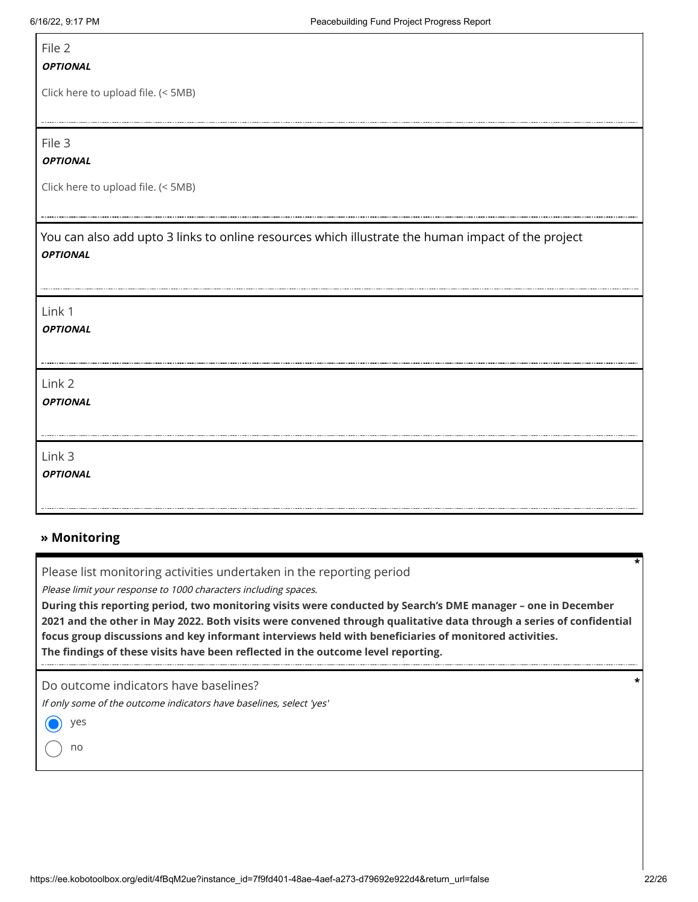File 2

***OPTIONAL***

Click here to upload file. (< 5MB)

File 3

***OPTIONAL***

Click here to upload file. (< 5MB)

You can also add upto 3 links to online resources which illustrate the human impact of the project

***OPTIONAL***

Link 1

***OPTIONAL***

Link 2

***OPTIONAL***

Link 3

***OPTIONAL***

## » Monitoring

Please list monitoring activities undertaken in the reporting period *

*Please limit your response to 1000 characters including spaces.*

**During this reporting period, two monitoring visits were conducted by Search's DME manager – one in December 2021 and the other in May 2022. Both visits were convened through qualitative data through a series of confidential focus group discussions and key informant interviews held with beneficiaries of monitored activities.**
**The findings of these visits have been reflected in the outcome level reporting.**

Do outcome indicators have baselines? *

*If only some of the outcome indicators have baselines, select 'yes'*

- (x) yes
- ( ) no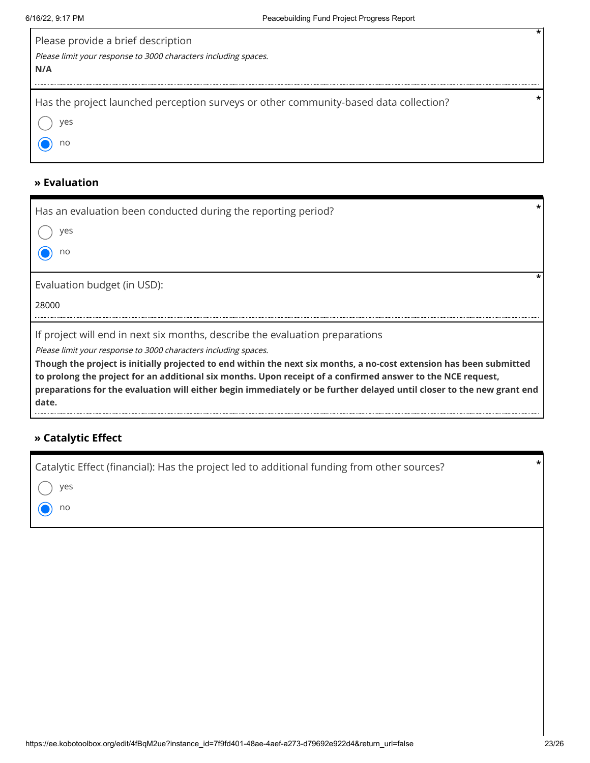Please provide a brief description *

*Please limit your response to 3000 characters including spaces.*

**N/A**

Has the project launched perception surveys or other community-based data collection? *

- ◯ yes
- ◉ no

## » Evaluation

Has an evaluation been conducted during the reporting period? *

- ◯ yes
- ◉ no

Evaluation budget (in USD): *

28000

If project will end in next six months, describe the evaluation preparations

*Please limit your response to 3000 characters including spaces.*

**Though the project is initially projected to end within the next six months, a no-cost extension has been submitted to prolong the project for an additional six months. Upon receipt of a confirmed answer to the NCE request, preparations for the evaluation will either begin immediately or be further delayed until closer to the new grant end date.**

## » Catalytic Effect

Catalytic Effect (financial): Has the project led to additional funding from other sources? *

- ◯ yes
- ◉ no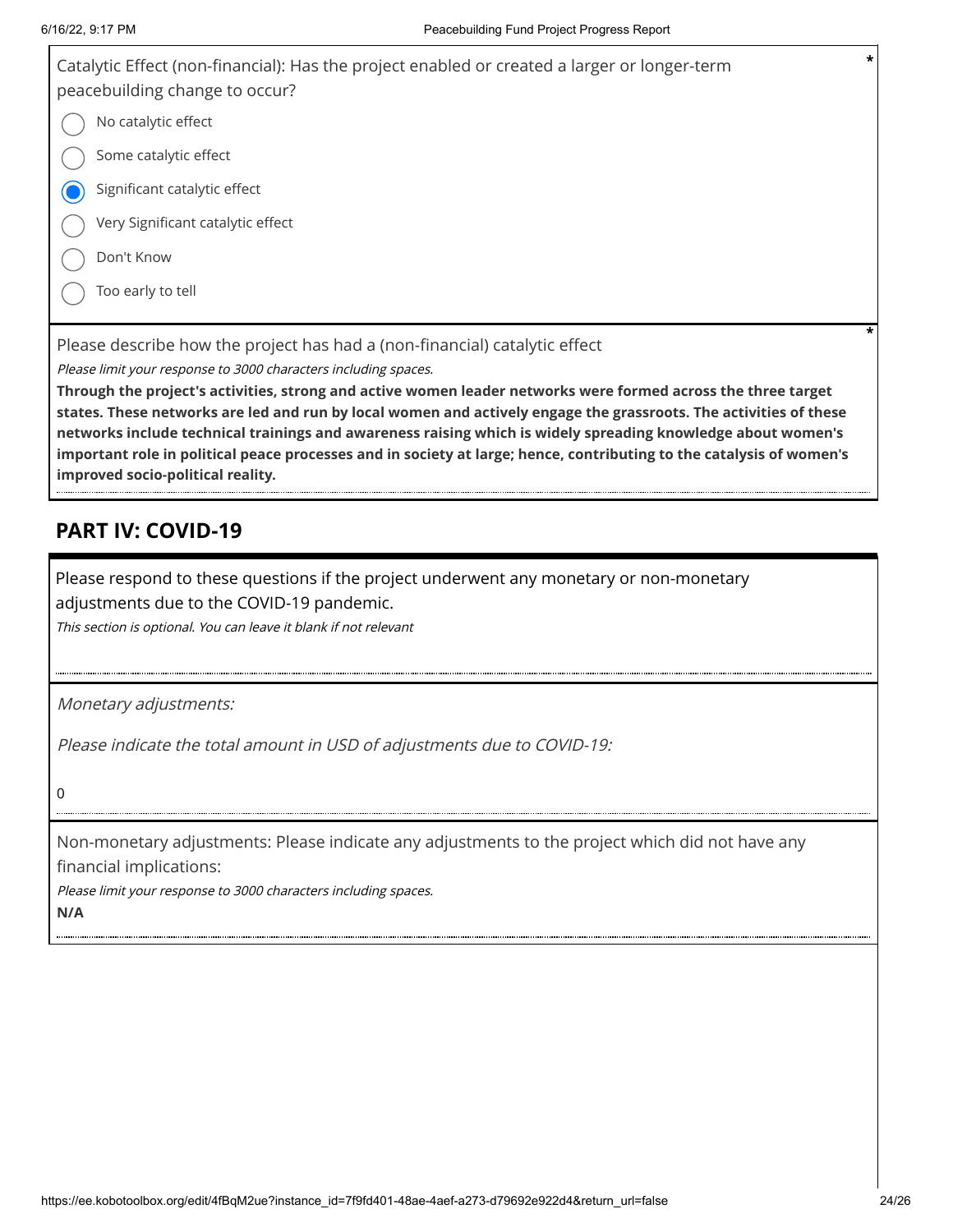Catalytic Effect (non-financial): Has the project enabled or created a larger or longer-term peacebuilding change to occur? *

- ○ No catalytic effect
- ○ Some catalytic effect
- ● Significant catalytic effect
- ○ Very Significant catalytic effect
- ○ Don't Know
- ○ Too early to tell

Please describe how the project has had a (non-financial) catalytic effect *

*Please limit your response to 3000 characters including spaces.*

**Through the project's activities, strong and active women leader networks were formed across the three target states. These networks are led and run by local women and actively engage the grassroots. The activities of these networks include technical trainings and awareness raising which is widely spreading knowledge about women's important role in political peace processes and in society at large; hence, contributing to the catalysis of women's improved socio-political reality.**

## PART IV: COVID-19

Please respond to these questions if the project underwent any monetary or non-monetary adjustments due to the COVID-19 pandemic.

*This section is optional. You can leave it blank if not relevant*

*Monetary adjustments:*

*Please indicate the total amount in USD of adjustments due to COVID-19:*

0

Non-monetary adjustments: Please indicate any adjustments to the project which did not have any financial implications:

*Please limit your response to 3000 characters including spaces.*

**N/A**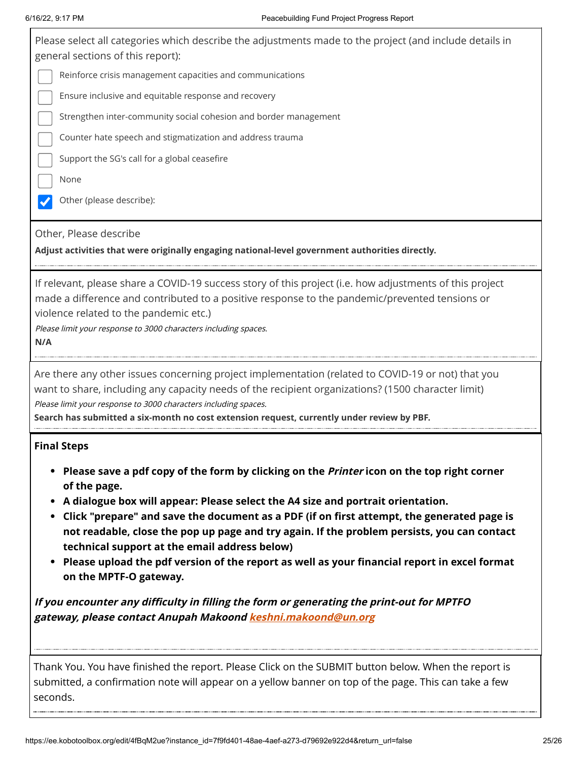Please select all categories which describe the adjustments made to the project (and include details in general sections of this report):

- [ ] Reinforce crisis management capacities and communications
- [ ] Ensure inclusive and equitable response and recovery
- [ ] Strengthen inter-community social cohesion and border management
- [ ] Counter hate speech and stigmatization and address trauma
- [ ] Support the SG's call for a global ceasefire
- [ ] None
- [x] Other (please describe):

Other, Please describe

**Adjust activities that were originally engaging national-level government authorities directly.**

If relevant, please share a COVID-19 success story of this project (i.e. how adjustments of this project made a difference and contributed to a positive response to the pandemic/prevented tensions or violence related to the pandemic etc.)

*Please limit your response to 3000 characters including spaces.*

**N/A**

Are there any other issues concerning project implementation (related to COVID-19 or not) that you want to share, including any capacity needs of the recipient organizations? (1500 character limit)

*Please limit your response to 3000 characters including spaces.*

**Search has submitted a six-month no cost extension request, currently under review by PBF.**

**Final Steps**

- **Please save a pdf copy of the form by clicking on the *Printer* icon on the top right corner of the page.**
- **A dialogue box will appear: Please select the A4 size and portrait orientation.**
- **Click "prepare" and save the document as a PDF (if on first attempt, the generated page is not readable, close the pop up page and try again. If the problem persists, you can contact technical support at the email address below)**
- **Please upload the pdf version of the report as well as your financial report in excel format on the MPTF-O gateway.**

***If you encounter any difficulty in filling the form or generating the print-out for MPTFO gateway, please contact Anupah Makoond keshni.makoond@un.org***

Thank You. You have finished the report. Please Click on the SUBMIT button below. When the report is submitted, a confirmation note will appear on a yellow banner on top of the page. This can take a few seconds.